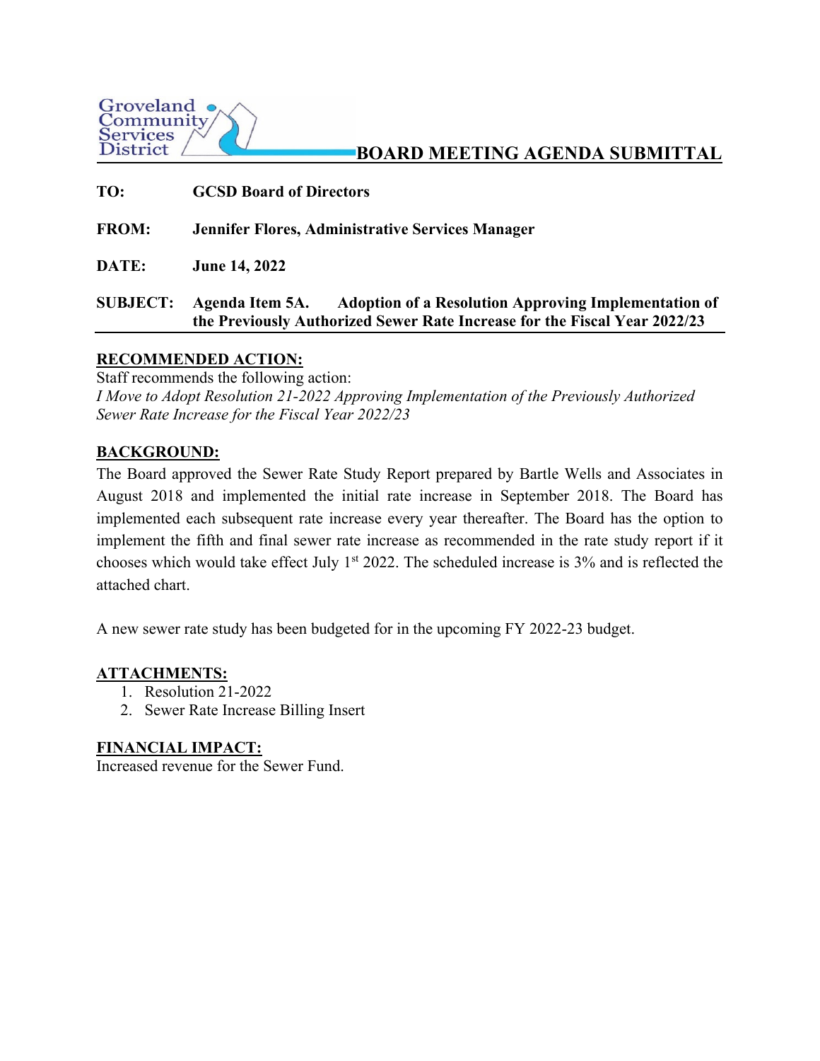Groveland Community Services District

# BOARD MEETING AGENDA SUBMITTAL

**TO:** **GCSD Board of Directors**

**FROM:** **Jennifer Flores, Administrative Services Manager**

**DATE:** **June 14, 2022**

**SUBJECT:** **Agenda Item 5A. Adoption of a Resolution Approving Implementation of the Previously Authorized Sewer Rate Increase for the Fiscal Year 2022/23**

## RECOMMENDED ACTION:

Staff recommends the following action:
*I Move to Adopt Resolution 21-2022 Approving Implementation of the Previously Authorized Sewer Rate Increase for the Fiscal Year 2022/23*

## BACKGROUND:

The Board approved the Sewer Rate Study Report prepared by Bartle Wells and Associates in August 2018 and implemented the initial rate increase in September 2018. The Board has implemented each subsequent rate increase every year thereafter. The Board has the option to implement the fifth and final sewer rate increase as recommended in the rate study report if it chooses which would take effect July 1st 2022. The scheduled increase is 3% and is reflected the attached chart.

A new sewer rate study has been budgeted for in the upcoming FY 2022-23 budget.

## ATTACHMENTS:

1. Resolution 21-2022
2. Sewer Rate Increase Billing Insert

## FINANCIAL IMPACT:

Increased revenue for the Sewer Fund.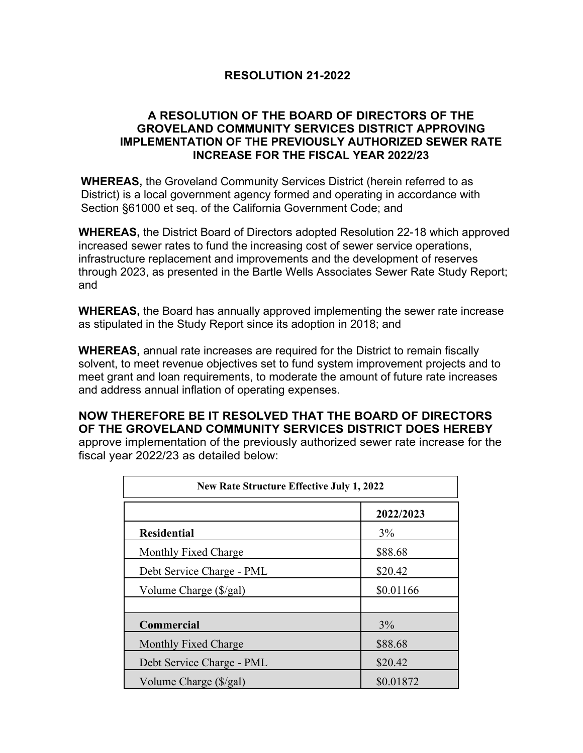# RESOLUTION 21-2022

## A RESOLUTION OF THE BOARD OF DIRECTORS OF THE GROVELAND COMMUNITY SERVICES DISTRICT APPROVING IMPLEMENTATION OF THE PREVIOUSLY AUTHORIZED SEWER RATE INCREASE FOR THE FISCAL YEAR 2022/23

**WHEREAS,** the Groveland Community Services District (herein referred to as District) is a local government agency formed and operating in accordance with Section §61000 et seq. of the California Government Code; and

**WHEREAS,** the District Board of Directors adopted Resolution 22-18 which approved increased sewer rates to fund the increasing cost of sewer service operations, infrastructure replacement and improvements and the development of reserves through 2023, as presented in the Bartle Wells Associates Sewer Rate Study Report; and

**WHEREAS,** the Board has annually approved implementing the sewer rate increase as stipulated in the Study Report since its adoption in 2018; and

**WHEREAS,** annual rate increases are required for the District to remain fiscally solvent, to meet revenue objectives set to fund system improvement projects and to meet grant and loan requirements, to moderate the amount of future rate increases and address annual inflation of operating expenses.

**NOW THEREFORE BE IT RESOLVED THAT THE BOARD OF DIRECTORS OF THE GROVELAND COMMUNITY SERVICES DISTRICT DOES HEREBY** approve implementation of the previously authorized sewer rate increase for the fiscal year 2022/23 as detailed below:

| New Rate Structure Effective July 1, 2022 | |
|---|---|
| | **2022/2023** |
| **Residential** | 3% |
| Monthly Fixed Charge | $88.68 |
| Debt Service Charge - PML | $20.42 |
| Volume Charge ($/gal) | $0.01166 |
| | |
| **Commercial** | 3% |
| Monthly Fixed Charge | $88.68 |
| Debt Service Charge - PML | $20.42 |
| Volume Charge ($/gal) | $0.01872 |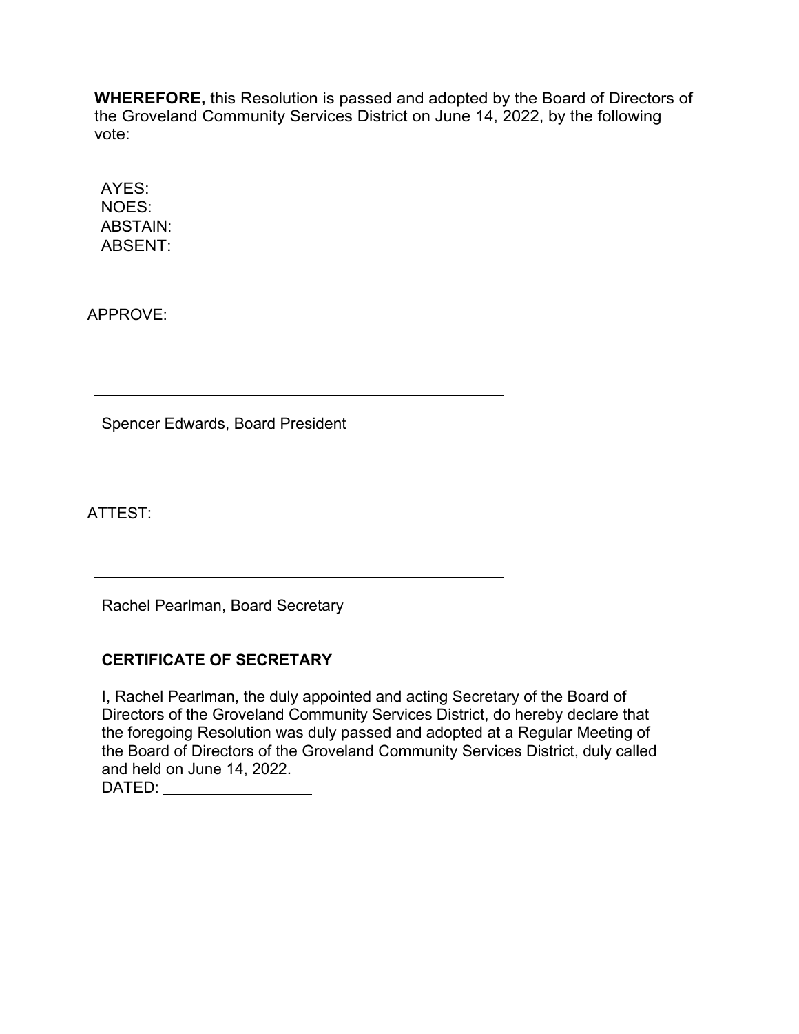**WHEREFORE,** this Resolution is passed and adopted by the Board of Directors of the Groveland Community Services District on June 14, 2022, by the following vote:

AYES:
NOES:
ABSTAIN:
ABSENT:

APPROVE:

\_\_\_\_\_\_\_\_\_\_\_\_\_\_\_\_\_\_\_\_\_\_\_\_\_\_\_\_\_\_\_\_\_\_\_\_\_\_\_\_\_\_\_\_

Spencer Edwards, Board President

ATTEST:

\_\_\_\_\_\_\_\_\_\_\_\_\_\_\_\_\_\_\_\_\_\_\_\_\_\_\_\_\_\_\_\_\_\_\_\_\_\_\_\_\_\_\_\_

Rachel Pearlman, Board Secretary

**CERTIFICATE OF SECRETARY**

I, Rachel Pearlman, the duly appointed and acting Secretary of the Board of Directors of the Groveland Community Services District, do hereby declare that the foregoing Resolution was duly passed and adopted at a Regular Meeting of the Board of Directors of the Groveland Community Services District, duly called and held on June 14, 2022.
DATED: \_\_\_\_\_\_\_\_\_\_\_\_\_\_\_\_\_\_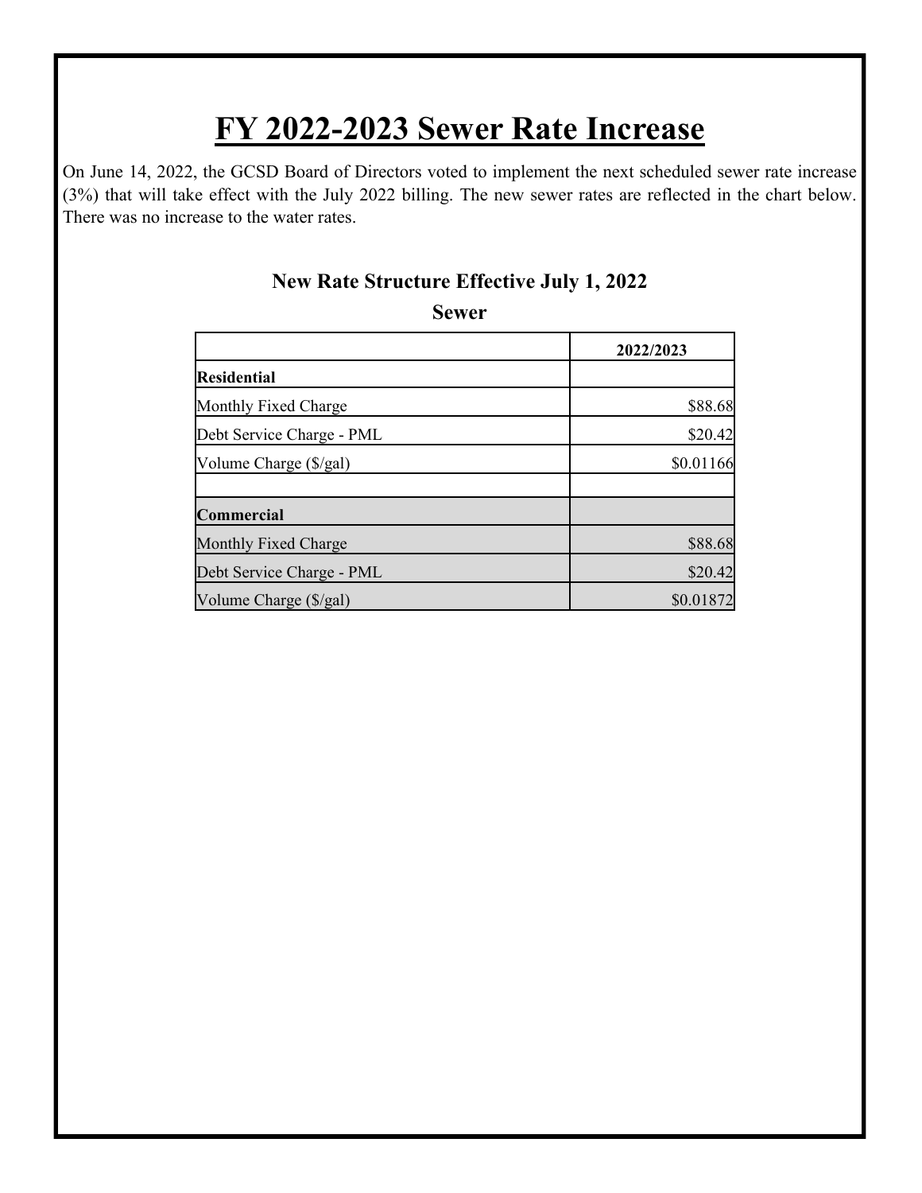# FY 2022-2023 Sewer Rate Increase

On June 14, 2022, the GCSD Board of Directors voted to implement the next scheduled sewer rate increase (3%) that will take effect with the July 2022 billing. The new sewer rates are reflected in the chart below. There was no increase to the water rates.

### New Rate Structure Effective July 1, 2022

### Sewer

| | 2022/2023 |
|---|---|
| **Residential** | |
| Monthly Fixed Charge | $88.68 |
| Debt Service Charge - PML | $20.42 |
| Volume Charge ($/gal) | $0.01166 |
| | |
| **Commercial** | |
| Monthly Fixed Charge | $88.68 |
| Debt Service Charge - PML | $20.42 |
| Volume Charge ($/gal) | $0.01872 |